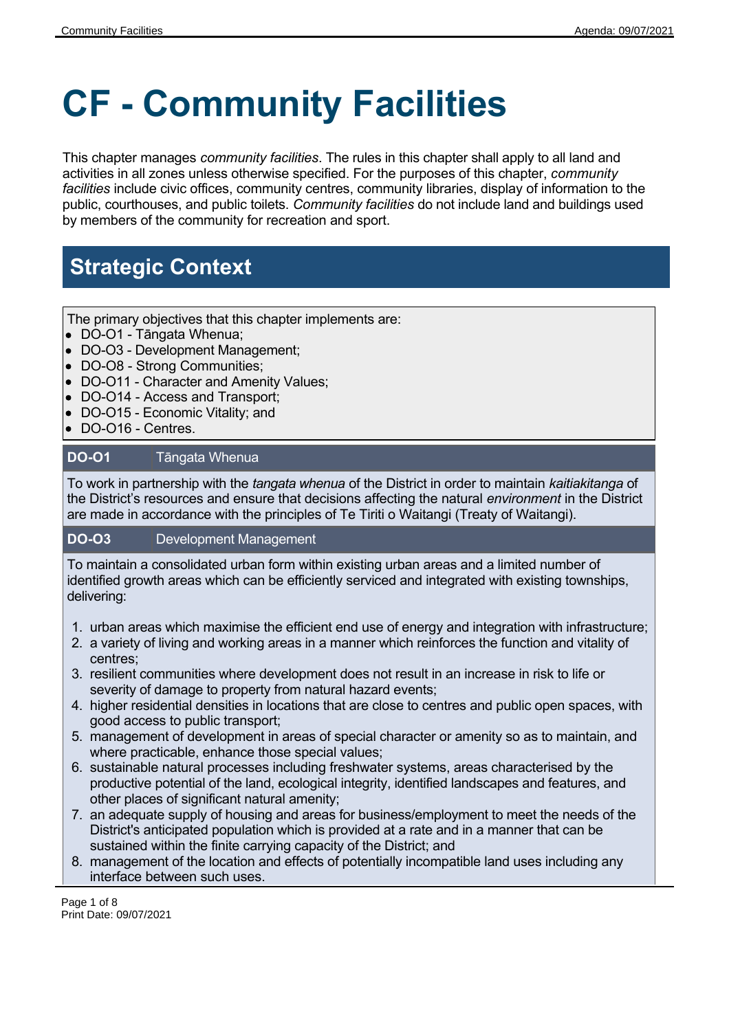# CF - Community Facilities

This chapter manages *community facilities*. The rules in this chapter shall apply to all land and activities in all zones unless otherwise specified. For the purposes of this chapter, *community facilities* include civic offices, community centres, community libraries, display of information to the public, courthouses, and public toilets. *Community facilities* do not include land and buildings used by members of the community for recreation and sport.

## Strategic Context

The primary objectives that this chapter implements are:

- DO-O1 - Tāngata Whenua;
- DO-O3 - Development Management;
- DO-O8 - Strong Communities;
- DO-O11 - Character and Amenity Values;
- DO-O14 - Access and Transport;
- DO-O15 - Economic Vitality; and
- DO-O16 - Centres.

| **DO-O1** | Tāngata Whenua |
|---|---|

To work in partnership with the *tangata whenua* of the District in order to maintain *kaitiakitanga* of the District's resources and ensure that decisions affecting the natural *environment* in the District are made in accordance with the principles of Te Tiriti o Waitangi (Treaty of Waitangi).

| **DO-O3** | Development Management |
|---|---|

To maintain a consolidated urban form within existing urban areas and a limited number of identified growth areas which can be efficiently serviced and integrated with existing townships, delivering:

1. urban areas which maximise the efficient end use of energy and integration with infrastructure;
2. a variety of living and working areas in a manner which reinforces the function and vitality of centres;
3. resilient communities where development does not result in an increase in risk to life or severity of damage to property from natural hazard events;
4. higher residential densities in locations that are close to centres and public open spaces, with good access to public transport;
5. management of development in areas of special character or amenity so as to maintain, and where practicable, enhance those special values;
6. sustainable natural processes including freshwater systems, areas characterised by the productive potential of the land, ecological integrity, identified landscapes and features, and other places of significant natural amenity;
7. an adequate supply of housing and areas for business/employment to meet the needs of the District's anticipated population which is provided at a rate and in a manner that can be sustained within the finite carrying capacity of the District; and
8. management of the location and effects of potentially incompatible land uses including any interface between such uses.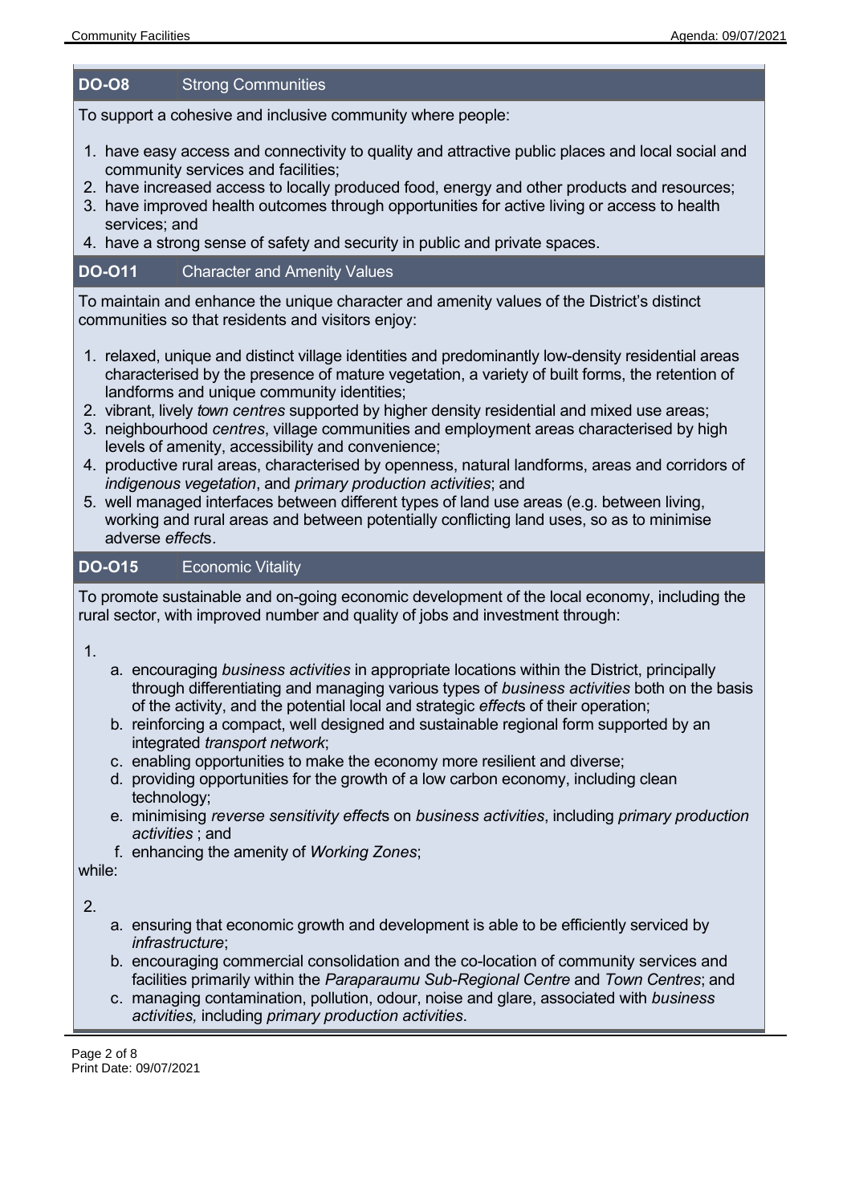**DO-O8** Strong Communities

To support a cohesive and inclusive community where people:

1. have easy access and connectivity to quality and attractive public places and local social and community services and facilities;
2. have increased access to locally produced food, energy and other products and resources;
3. have improved health outcomes through opportunities for active living or access to health services; and
4. have a strong sense of safety and security in public and private spaces.

**DO-O11** Character and Amenity Values

To maintain and enhance the unique character and amenity values of the District's distinct communities so that residents and visitors enjoy:

1. relaxed, unique and distinct village identities and predominantly low-density residential areas characterised by the presence of mature vegetation, a variety of built forms, the retention of landforms and unique community identities;
2. vibrant, lively *town centres* supported by higher density residential and mixed use areas;
3. neighbourhood *centres*, village communities and employment areas characterised by high levels of amenity, accessibility and convenience;
4. productive rural areas, characterised by openness, natural landforms, areas and corridors of *indigenous vegetation*, and *primary production activities*; and
5. well managed interfaces between different types of land use areas (e.g. between living, working and rural areas and between potentially conflicting land uses, so as to minimise adverse *effect*s.

**DO-O15** Economic Vitality

To promote sustainable and on-going economic development of the local economy, including the rural sector, with improved number and quality of jobs and investment through:

1.
    a. encouraging *business activities* in appropriate locations within the District, principally through differentiating and managing various types of *business activities* both on the basis of the activity, and the potential local and strategic *effect*s of their operation;
    b. reinforcing a compact, well designed and sustainable regional form supported by an integrated *transport network*;
    c. enabling opportunities to make the economy more resilient and diverse;
    d. providing opportunities for the growth of a low carbon economy, including clean technology;
    e. minimising *reverse sensitivity effect*s on *business activities*, including *primary production activities* ; and
    f. enhancing the amenity of *Working Zones*;

while:

2.
    a. ensuring that economic growth and development is able to be efficiently serviced by *infrastructure*;
    b. encouraging commercial consolidation and the co-location of community services and facilities primarily within the *Paraparaumu Sub-Regional Centre* and *Town Centres*; and
    c. managing contamination, pollution, odour, noise and glare, associated with *business activities,* including *primary production activities*.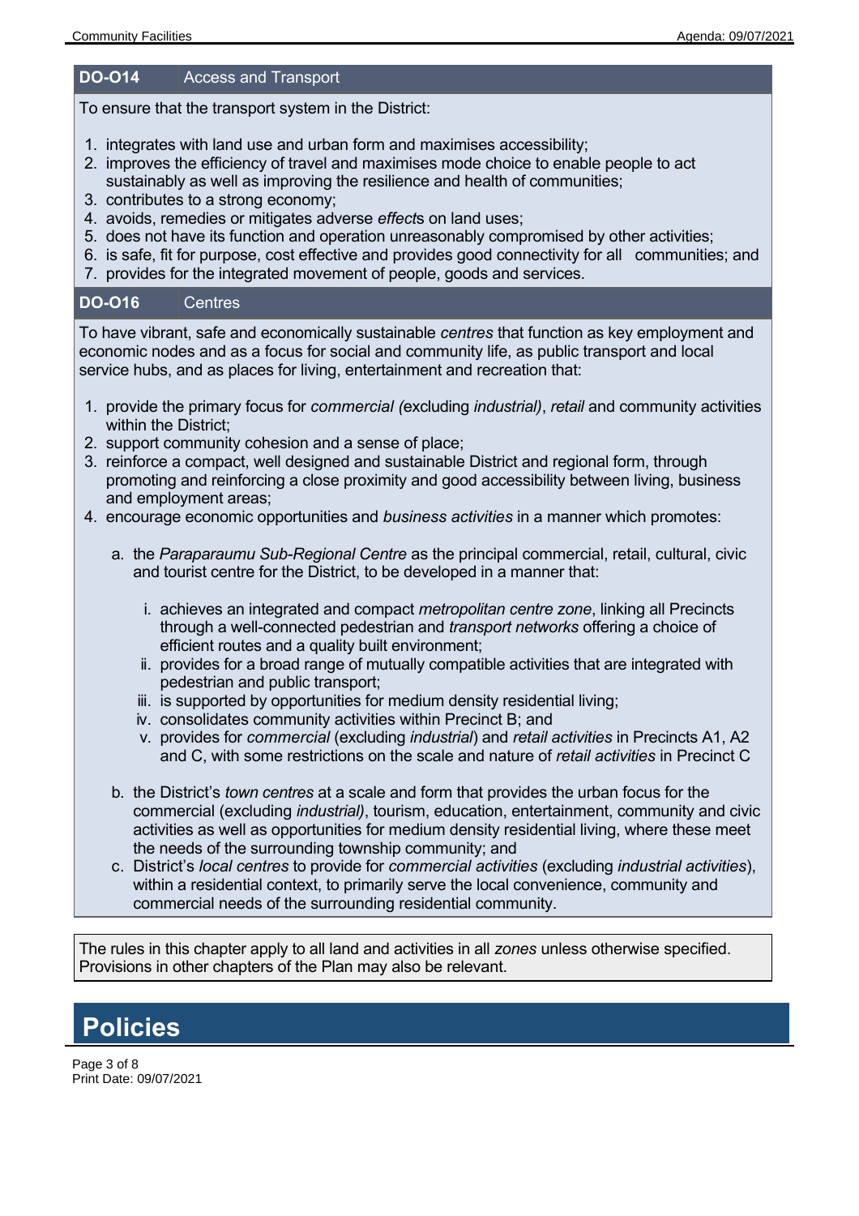## DO-O14 Access and Transport

To ensure that the transport system in the District:

1. integrates with land use and urban form and maximises accessibility;
2. improves the efficiency of travel and maximises mode choice to enable people to act sustainably as well as improving the resilience and health of communities;
3. contributes to a strong economy;
4. avoids, remedies or mitigates adverse *effect*s on land uses;
5. does not have its function and operation unreasonably compromised by other activities;
6. is safe, fit for purpose, cost effective and provides good connectivity for all communities; and
7. provides for the integrated movement of people, goods and services.

## DO-O16 Centres

To have vibrant, safe and economically sustainable *centres* that function as key employment and economic nodes and as a focus for social and community life, as public transport and local service hubs, and as places for living, entertainment and recreation that:

1. provide the primary focus for *commercial (*excluding *industrial)*, *retail* and community activities within the District;
2. support community cohesion and a sense of place;
3. reinforce a compact, well designed and sustainable District and regional form, through promoting and reinforcing a close proximity and good accessibility between living, business and employment areas;
4. encourage economic opportunities and *business activities* in a manner which promotes:

    a. the *Paraparaumu Sub-Regional Centre* as the principal commercial, retail, cultural, civic and tourist centre for the District, to be developed in a manner that:

        i. achieves an integrated and compact *metropolitan centre zone*, linking all Precincts through a well-connected pedestrian and *transport networks* offering a choice of efficient routes and a quality built environment;
        ii. provides for a broad range of mutually compatible activities that are integrated with pedestrian and public transport;
        iii. is supported by opportunities for medium density residential living;
        iv. consolidates community activities within Precinct B; and
        v. provides for *commercial* (excluding *industrial*) and *retail activities* in Precincts A1, A2 and C, with some restrictions on the scale and nature of *retail activities* in Precinct C

    b. the District's *town centres* at a scale and form that provides the urban focus for the commercial (excluding *industrial)*, tourism, education, entertainment, community and civic activities as well as opportunities for medium density residential living, where these meet the needs of the surrounding township community; and
    c. District's *local centres* to provide for *commercial activities* (excluding *industrial activities*), within a residential context, to primarily serve the local convenience, community and commercial needs of the surrounding residential community.

The rules in this chapter apply to all land and activities in all *zones* unless otherwise specified. Provisions in other chapters of the Plan may also be relevant.

# Policies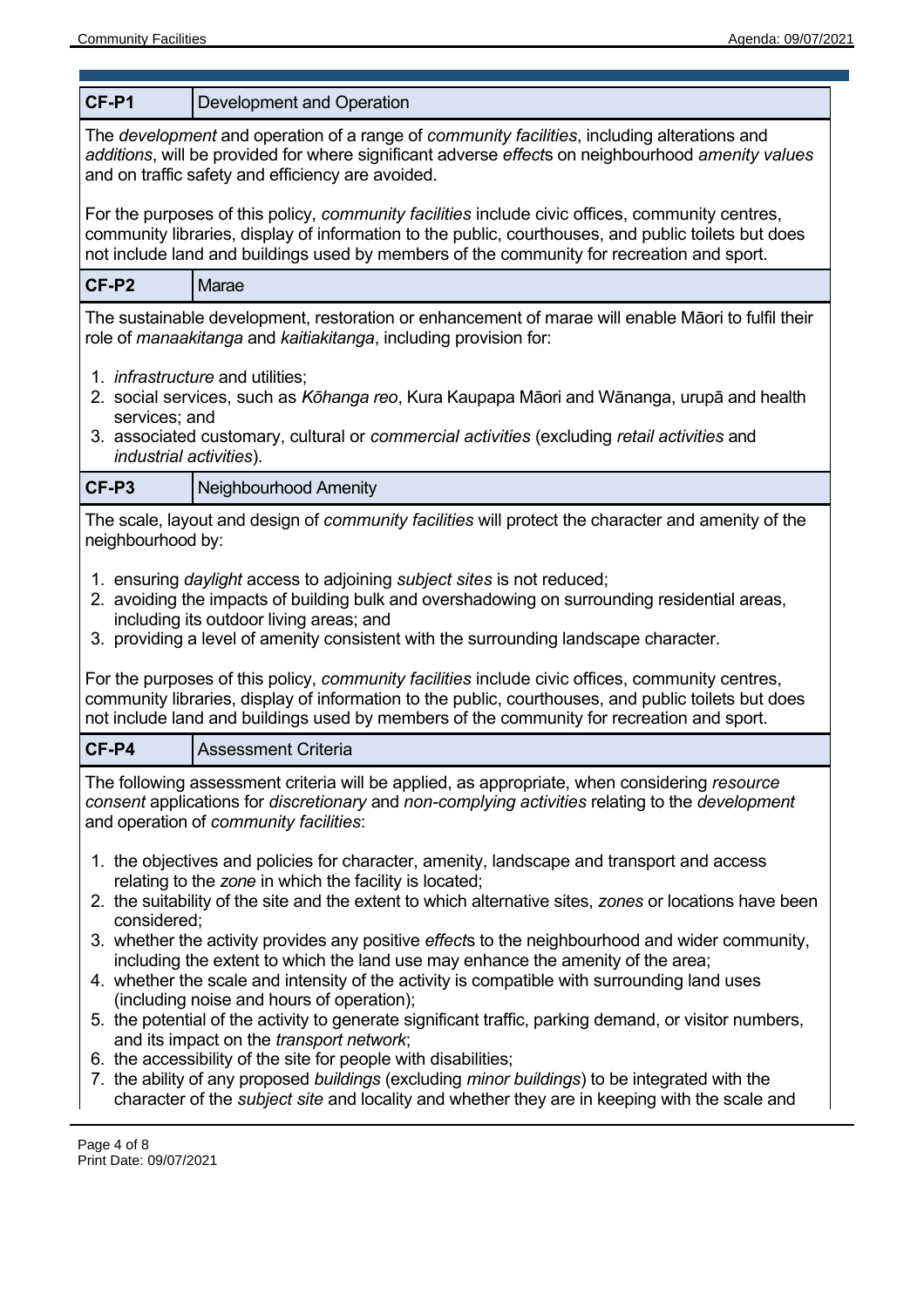## CF-P1 Development and Operation

The *development* and operation of a range of *community facilities*, including alterations and *additions*, will be provided for where significant adverse *effect*s on neighbourhood *amenity values* and on traffic safety and efficiency are avoided.

For the purposes of this policy, *community facilities* include civic offices, community centres, community libraries, display of information to the public, courthouses, and public toilets but does not include land and buildings used by members of the community for recreation and sport.

## CF-P2 Marae

The sustainable development, restoration or enhancement of marae will enable Māori to fulfil their role of *manaakitanga* and *kaitiakitanga*, including provision for:

1. *infrastructure* and utilities;
2. social services, such as *Kōhanga reo*, Kura Kaupapa Māori and Wānanga, urupā and health services; and
3. associated customary, cultural or *commercial activities* (excluding *retail activities* and *industrial activities*).

## CF-P3 Neighbourhood Amenity

The scale, layout and design of *community facilities* will protect the character and amenity of the neighbourhood by:

1. ensuring *daylight* access to adjoining *subject sites* is not reduced;
2. avoiding the impacts of building bulk and overshadowing on surrounding residential areas, including its outdoor living areas; and
3. providing a level of amenity consistent with the surrounding landscape character.

For the purposes of this policy, *community facilities* include civic offices, community centres, community libraries, display of information to the public, courthouses, and public toilets but does not include land and buildings used by members of the community for recreation and sport.

## CF-P4 Assessment Criteria

The following assessment criteria will be applied, as appropriate, when considering *resource consent* applications for *discretionary* and *non-complying activities* relating to the *development* and operation of *community facilities*:

1. the objectives and policies for character, amenity, landscape and transport and access relating to the *zone* in which the facility is located;
2. the suitability of the site and the extent to which alternative sites, *zones* or locations have been considered;
3. whether the activity provides any positive *effect*s to the neighbourhood and wider community, including the extent to which the land use may enhance the amenity of the area;
4. whether the scale and intensity of the activity is compatible with surrounding land uses (including noise and hours of operation);
5. the potential of the activity to generate significant traffic, parking demand, or visitor numbers, and its impact on the *transport network*;
6. the accessibility of the site for people with disabilities;
7. the ability of any proposed *buildings* (excluding *minor buildings*) to be integrated with the character of the *subject site* and locality and whether they are in keeping with the scale and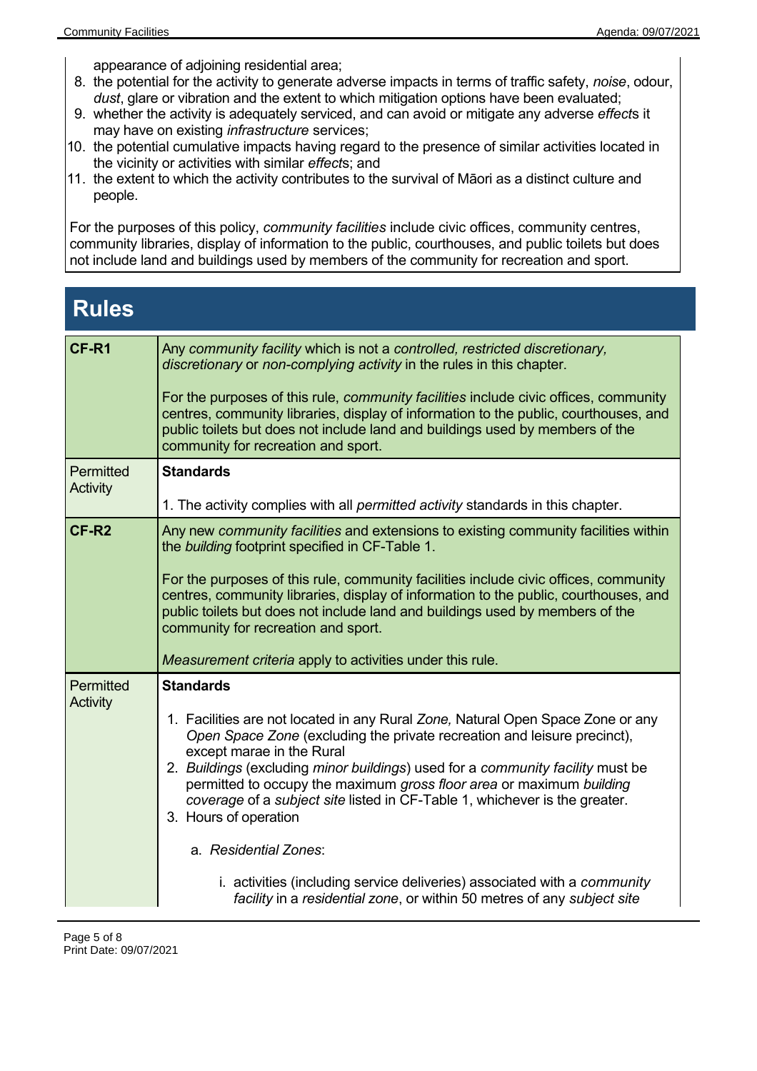appearance of adjoining residential area;

8. the potential for the activity to generate adverse impacts in terms of traffic safety, *noise*, odour, *dust*, glare or vibration and the extent to which mitigation options have been evaluated;
9. whether the activity is adequately serviced, and can avoid or mitigate any adverse *effect*s it may have on existing *infrastructure* services;
10. the potential cumulative impacts having regard to the presence of similar activities located in the vicinity or activities with similar *effect*s; and
11. the extent to which the activity contributes to the survival of Māori as a distinct culture and people.

For the purposes of this policy, *community facilities* include civic offices, community centres, community libraries, display of information to the public, courthouses, and public toilets but does not include land and buildings used by members of the community for recreation and sport.

# Rules

| | |
|---|---|
| **CF-R1** | Any *community facility* which is not a *controlled, restricted discretionary, discretionary* or *non-complying activity* in the rules in this chapter.<br><br>For the purposes of this rule, *community facilities* include civic offices, community centres, community libraries, display of information to the public, courthouses, and public toilets but does not include land and buildings used by members of the community for recreation and sport. |
| Permitted Activity | **Standards**<br><br>1. The activity complies with all *permitted activity* standards in this chapter. |
| **CF-R2** | Any new *community facilities* and extensions to existing community facilities within the *building* footprint specified in CF-Table 1.<br><br>For the purposes of this rule, community facilities include civic offices, community centres, community libraries, display of information to the public, courthouses, and public toilets but does not include land and buildings used by members of the community for recreation and sport.<br><br>*Measurement criteria* apply to activities under this rule. |
| Permitted Activity | **Standards**<br><br>1. Facilities are not located in any Rural *Zone,* Natural Open Space Zone or any *Open Space Zone* (excluding the private recreation and leisure precinct), except marae in the Rural<br>2. *Buildings* (excluding *minor buildings*) used for a *community facility* must be permitted to occupy the maximum *gross floor area* or maximum *building coverage* of a *subject site* listed in CF-Table 1, whichever is the greater.<br>3. Hours of operation<br><br>a. *Residential Zones*:<br><br>i. activities (including service deliveries) associated with a *community facility* in a *residential zone*, or within 50 metres of any *subject site* |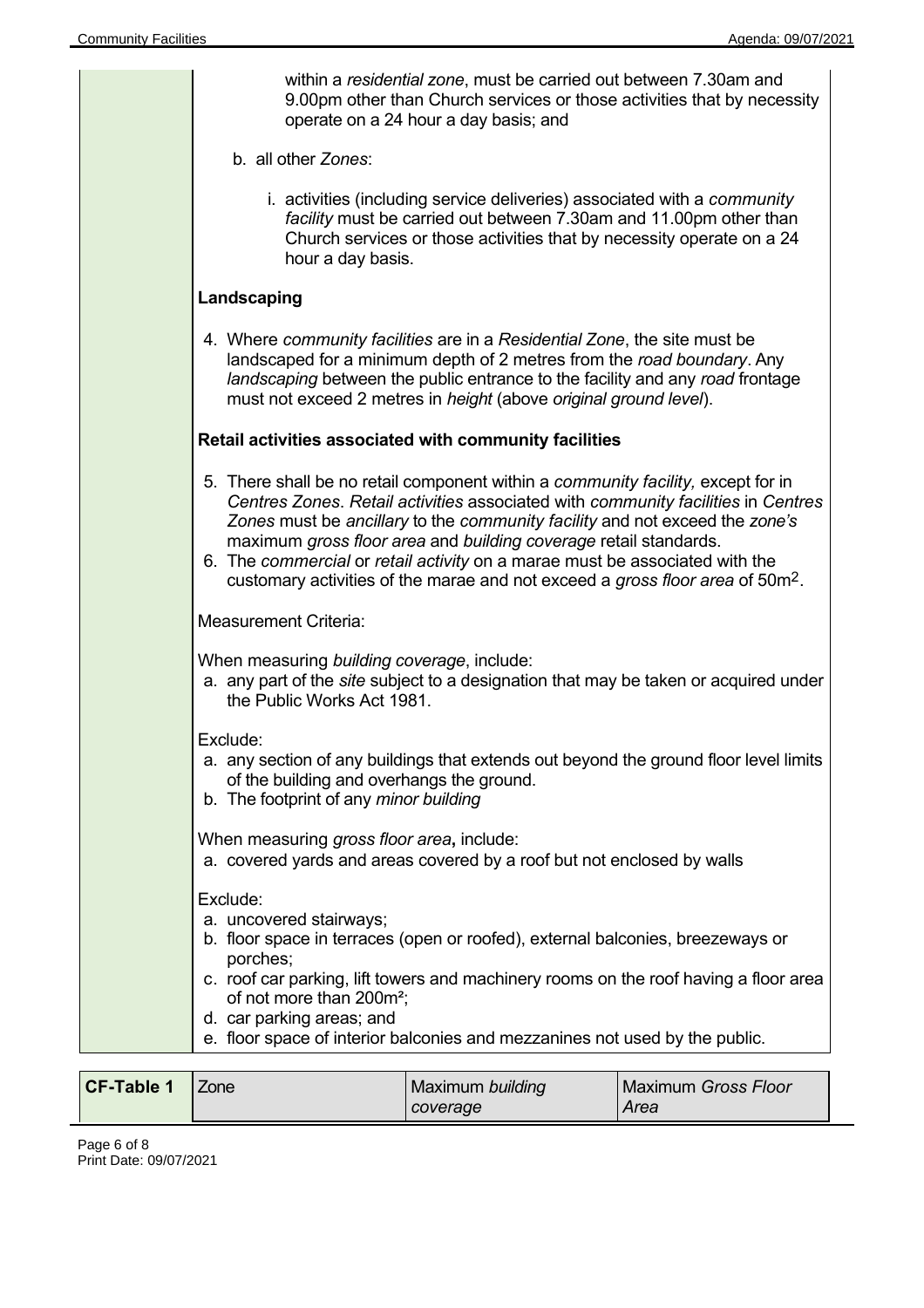within a *residential zone*, must be carried out between 7.30am and 9.00pm other than Church services or those activities that by necessity operate on a 24 hour a day basis; and

b. all other *Zones*:

i. activities (including service deliveries) associated with a *community facility* must be carried out between 7.30am and 11.00pm other than Church services or those activities that by necessity operate on a 24 hour a day basis.

**Landscaping**

4. Where *community facilities* are in a *Residential Zone*, the site must be landscaped for a minimum depth of 2 metres from the *road boundary*. Any *landscaping* between the public entrance to the facility and any *road* frontage must not exceed 2 metres in *height* (above *original ground level*).

**Retail activities associated with community facilities**

5. There shall be no retail component within a *community facility,* except for in *Centres Zones*. *Retail activities* associated with *community facilities* in *Centres Zones* must be *ancillary* to the *community facility* and not exceed the *zone's* maximum *gross floor area* and *building coverage* retail standards.
6. The *commercial* or *retail activity* on a marae must be associated with the customary activities of the marae and not exceed a *gross floor area* of $50m^2$.

Measurement Criteria:

When measuring *building coverage*, include:

a. any part of the *site* subject to a designation that may be taken or acquired under the Public Works Act 1981.

Exclude:

a. any section of any buildings that extends out beyond the ground floor level limits of the building and overhangs the ground.
b. The footprint of any *minor building*

When measuring *gross floor area***,** include:

a. covered yards and areas covered by a roof but not enclosed by walls

Exclude:

a. uncovered stairways;
b. floor space in terraces (open or roofed), external balconies, breezeways or porches;
c. roof car parking, lift towers and machinery rooms on the roof having a floor area of not more than $200m^2$;
d. car parking areas; and
e. floor space of interior balconies and mezzanines not used by the public.

| **CF-Table 1** | Zone | Maximum *building coverage* | Maximum *Gross Floor Area* |
|---|---|---|---|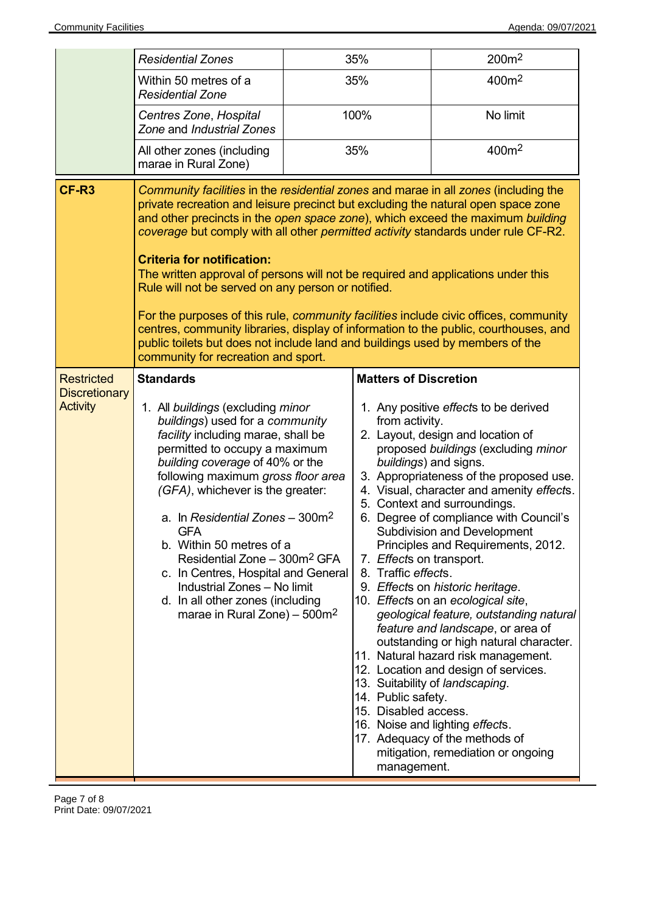| | | | |
|---|---|---|---|
| | *Residential Zones* | 35% | 200m$^2$ |
| | Within 50 metres of a *Residential Zone* | 35% | 400m$^2$ |
| | *Centres Zone*, *Hospital Zone* and *Industrial Zones* | 100% | No limit |
| | All other zones (including marae in Rural Zone) | 35% | 400m$^2$ |

| **CF-R3** | *Community facilities* in the *residential zones* and marae in all *zones* (including the private recreation and leisure precinct but excluding the natural open space zone and other precincts in the *open space zone*), which exceed the maximum *building coverage* but comply with all other *permitted activity* standards under rule CF-R2.<br><br>**Criteria for notification:**<br>The written approval of persons will not be required and applications under this Rule will not be served on any person or notified.<br><br>For the purposes of this rule, *community facilities* include civic offices, community centres, community libraries, display of information to the public, courthouses, and public toilets but does not include land and buildings used by members of the community for recreation and sport. | |
|---|---|---|
| Restricted Discretionary Activity | **Standards**<br><br>1. All *buildings* (excluding *minor buildings*) used for a *community facility* including marae, shall be permitted to occupy a maximum *building coverage* of 40% or the following maximum *gross floor area (GFA)*, whichever is the greater:<br><br>a. In *Residential Zones* – 300m$^2$ GFA<br>b. Within 50 metres of a Residential Zone – 300m$^2$ GFA<br>c. In Centres, Hospital and General Industrial Zones – No limit<br>d. In all other zones (including marae in Rural Zone) – 500m$^2$ | **Matters of Discretion**<br><br>1. Any positive *effect*s to be derived from activity.<br>2. Layout, design and location of proposed *buildings* (excluding *minor buildings*) and signs.<br>3. Appropriateness of the proposed use.<br>4. Visual, character and amenity *effect*s.<br>5. Context and surroundings.<br>6. Degree of compliance with Council's Subdivision and Development Principles and Requirements, 2012.<br>7. *Effect*s on transport.<br>8. Traffic *effects*.<br>9. *Effect*s on *historic heritage*.<br>10. *Effect*s on an *ecological site*, *geological feature, outstanding natural feature and landscape*, or area of outstanding or high natural character.<br>11. Natural hazard risk management.<br>12. Location and design of services.<br>13. Suitability of *landscaping*.<br>14. Public safety.<br>15. Disabled access.<br>16. Noise and lighting *effect*s.<br>17. Adequacy of the methods of mitigation, remediation or ongoing management. |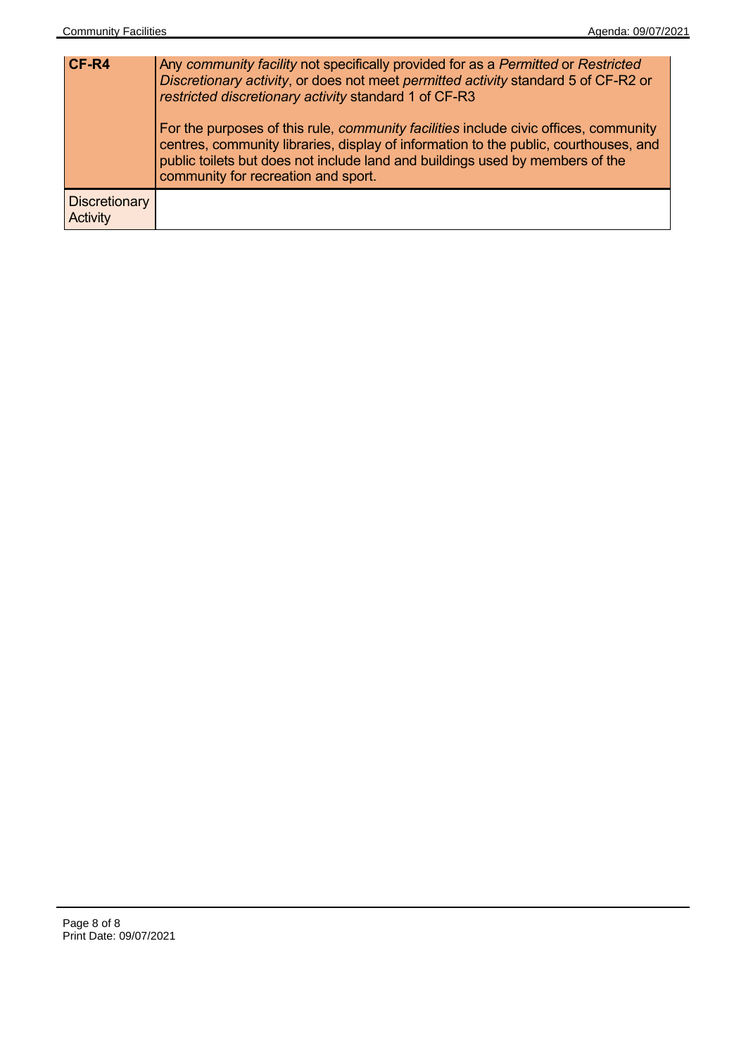| | |
|---|---|
| **CF-R4** | Any *community facility* not specifically provided for as a *Permitted* or *Restricted Discretionary activity*, or does not meet *permitted activity* standard 5 of CF-R2 or *restricted discretionary activity* standard 1 of CF-R3<br><br>For the purposes of this rule, *community facilities* include civic offices, community centres, community libraries, display of information to the public, courthouses, and public toilets but does not include land and buildings used by members of the community for recreation and sport. |
| Discretionary Activity | |